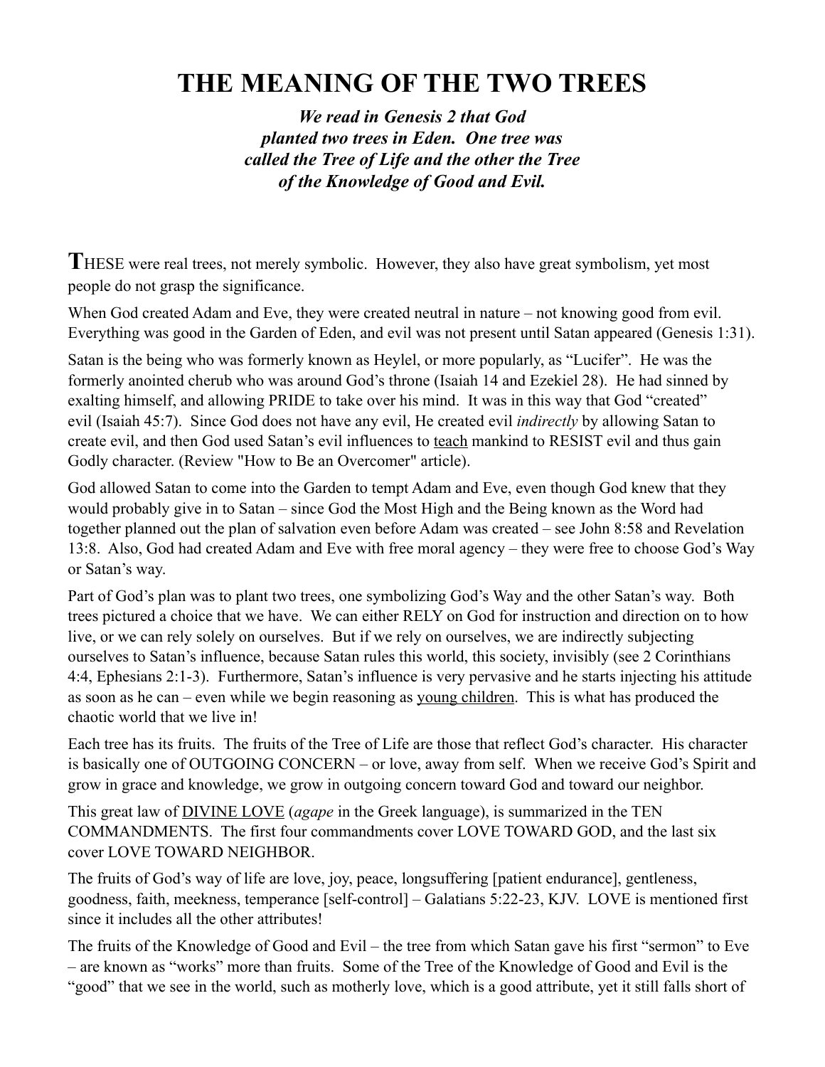# THE MEANING OF THE TWO TREES

***We read in Genesis 2 that God planted two trees in Eden. One tree was called the Tree of Life and the other the Tree of the Knowledge of Good and Evil.***

**T**HESE were real trees, not merely symbolic. However, they also have great symbolism, yet most people do not grasp the significance.

When God created Adam and Eve, they were created neutral in nature – not knowing good from evil. Everything was good in the Garden of Eden, and evil was not present until Satan appeared (Genesis 1:31).

Satan is the being who was formerly known as Heylel, or more popularly, as "Lucifer". He was the formerly anointed cherub who was around God's throne (Isaiah 14 and Ezekiel 28). He had sinned by exalting himself, and allowing PRIDE to take over his mind. It was in this way that God "created" evil (Isaiah 45:7). Since God does not have any evil, He created evil *indirectly* by allowing Satan to create evil, and then God used Satan's evil influences to <u>teach</u> mankind to RESIST evil and thus gain Godly character. (Review "How to Be an Overcomer" article).

God allowed Satan to come into the Garden to tempt Adam and Eve, even though God knew that they would probably give in to Satan – since God the Most High and the Being known as the Word had together planned out the plan of salvation even before Adam was created – see John 8:58 and Revelation 13:8. Also, God had created Adam and Eve with free moral agency – they were free to choose God's Way or Satan's way.

Part of God's plan was to plant two trees, one symbolizing God's Way and the other Satan's way. Both trees pictured a choice that we have. We can either RELY on God for instruction and direction on to how live, or we can rely solely on ourselves. But if we rely on ourselves, we are indirectly subjecting ourselves to Satan's influence, because Satan rules this world, this society, invisibly (see 2 Corinthians 4:4, Ephesians 2:1-3). Furthermore, Satan's influence is very pervasive and he starts injecting his attitude as soon as he can – even while we begin reasoning as <u>young children</u>. This is what has produced the chaotic world that we live in!

Each tree has its fruits. The fruits of the Tree of Life are those that reflect God's character. His character is basically one of OUTGOING CONCERN – or love, away from self. When we receive God's Spirit and grow in grace and knowledge, we grow in outgoing concern toward God and toward our neighbor.

This great law of <u>DIVINE LOVE</u> (*agape* in the Greek language), is summarized in the TEN COMMANDMENTS. The first four commandments cover LOVE TOWARD GOD, and the last six cover LOVE TOWARD NEIGHBOR.

The fruits of God's way of life are love, joy, peace, longsuffering [patient endurance], gentleness, goodness, faith, meekness, temperance [self-control] – Galatians 5:22-23, KJV. LOVE is mentioned first since it includes all the other attributes!

The fruits of the Knowledge of Good and Evil – the tree from which Satan gave his first "sermon" to Eve – are known as "works" more than fruits. Some of the Tree of the Knowledge of Good and Evil is the "good" that we see in the world, such as motherly love, which is a good attribute, yet it still falls short of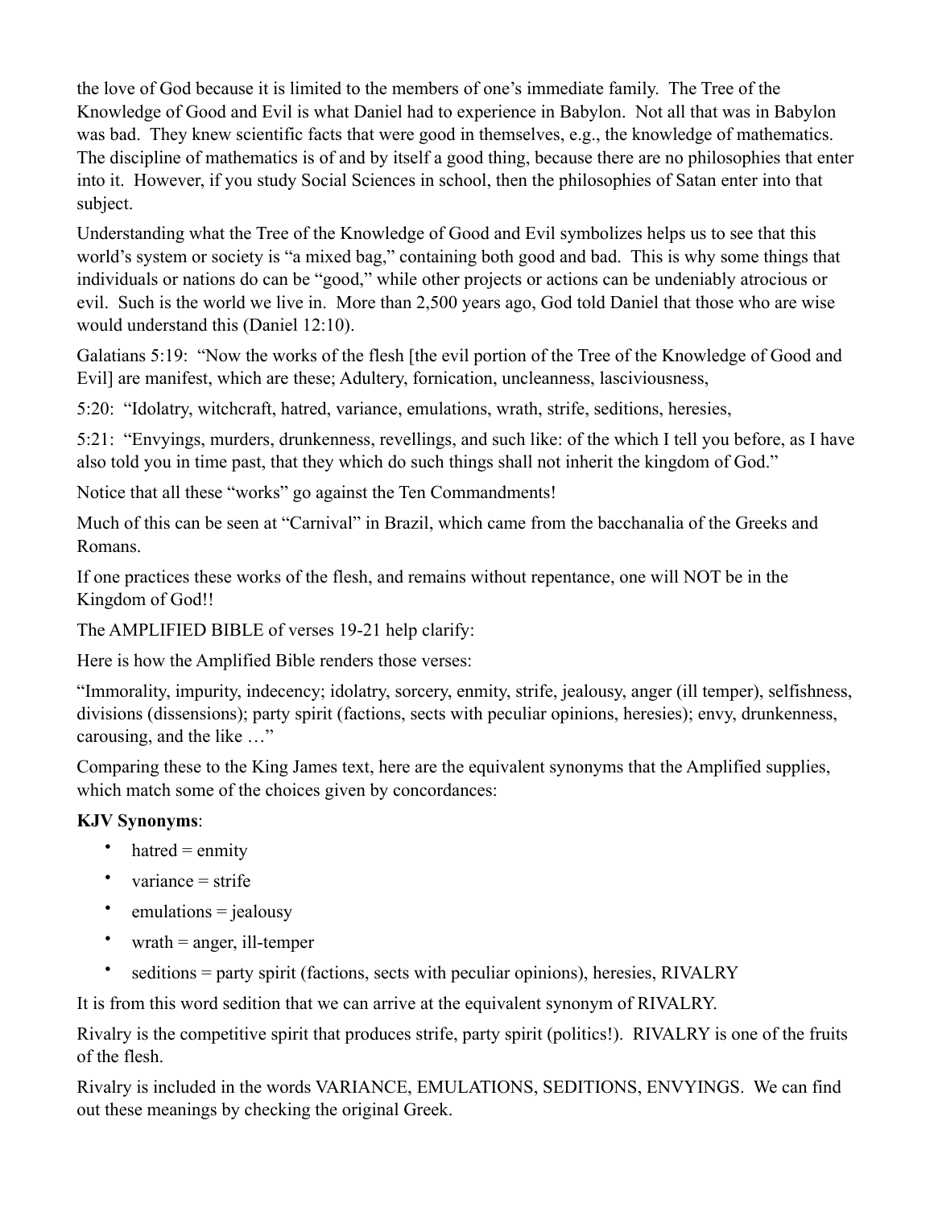the love of God because it is limited to the members of one's immediate family. The Tree of the Knowledge of Good and Evil is what Daniel had to experience in Babylon. Not all that was in Babylon was bad. They knew scientific facts that were good in themselves, e.g., the knowledge of mathematics. The discipline of mathematics is of and by itself a good thing, because there are no philosophies that enter into it. However, if you study Social Sciences in school, then the philosophies of Satan enter into that subject.

Understanding what the Tree of the Knowledge of Good and Evil symbolizes helps us to see that this world's system or society is "a mixed bag," containing both good and bad. This is why some things that individuals or nations do can be "good," while other projects or actions can be undeniably atrocious or evil. Such is the world we live in. More than 2,500 years ago, God told Daniel that those who are wise would understand this (Daniel 12:10).

Galatians 5:19: "Now the works of the flesh [the evil portion of the Tree of the Knowledge of Good and Evil] are manifest, which are these; Adultery, fornication, uncleanness, lasciviousness,

5:20: "Idolatry, witchcraft, hatred, variance, emulations, wrath, strife, seditions, heresies,

5:21: "Envyings, murders, drunkenness, revellings, and such like: of the which I tell you before, as I have also told you in time past, that they which do such things shall not inherit the kingdom of God."

Notice that all these "works" go against the Ten Commandments!

Much of this can be seen at "Carnival" in Brazil, which came from the bacchanalia of the Greeks and Romans.

If one practices these works of the flesh, and remains without repentance, one will NOT be in the Kingdom of God!!

The AMPLIFIED BIBLE of verses 19-21 help clarify:

Here is how the Amplified Bible renders those verses:

"Immorality, impurity, indecency; idolatry, sorcery, enmity, strife, jealousy, anger (ill temper), selfishness, divisions (dissensions); party spirit (factions, sects with peculiar opinions, heresies); envy, drunkenness, carousing, and the like …"

Comparing these to the King James text, here are the equivalent synonyms that the Amplified supplies, which match some of the choices given by concordances:

**KJV Synonyms**:

- hatred = enmity
- variance = strife
- emulations = jealousy
- wrath = anger, ill-temper
- seditions = party spirit (factions, sects with peculiar opinions), heresies, RIVALRY

It is from this word sedition that we can arrive at the equivalent synonym of RIVALRY.

Rivalry is the competitive spirit that produces strife, party spirit (politics!). RIVALRY is one of the fruits of the flesh.

Rivalry is included in the words VARIANCE, EMULATIONS, SEDITIONS, ENVYINGS. We can find out these meanings by checking the original Greek.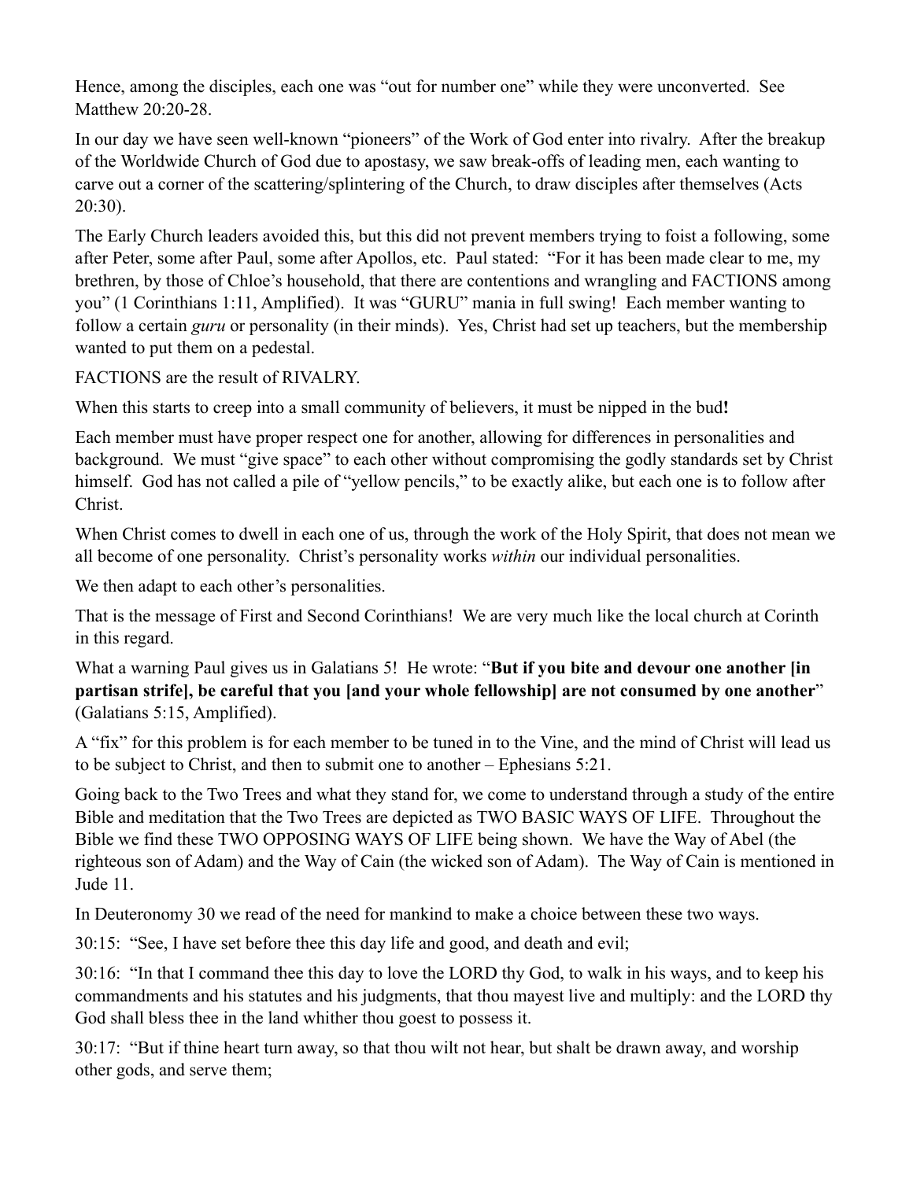Hence, among the disciples, each one was "out for number one" while they were unconverted. See Matthew 20:20-28.

In our day we have seen well-known "pioneers" of the Work of God enter into rivalry. After the breakup of the Worldwide Church of God due to apostasy, we saw break-offs of leading men, each wanting to carve out a corner of the scattering/splintering of the Church, to draw disciples after themselves (Acts 20:30).

The Early Church leaders avoided this, but this did not prevent members trying to foist a following, some after Peter, some after Paul, some after Apollos, etc. Paul stated: "For it has been made clear to me, my brethren, by those of Chloe's household, that there are contentions and wrangling and FACTIONS among you" (1 Corinthians 1:11, Amplified). It was "GURU" mania in full swing! Each member wanting to follow a certain *guru* or personality (in their minds). Yes, Christ had set up teachers, but the membership wanted to put them on a pedestal.

FACTIONS are the result of RIVALRY.

When this starts to creep into a small community of believers, it must be nipped in the bud**!**

Each member must have proper respect one for another, allowing for differences in personalities and background. We must "give space" to each other without compromising the godly standards set by Christ himself. God has not called a pile of "yellow pencils," to be exactly alike, but each one is to follow after Christ.

When Christ comes to dwell in each one of us, through the work of the Holy Spirit, that does not mean we all become of one personality. Christ's personality works *within* our individual personalities.

We then adapt to each other's personalities.

That is the message of First and Second Corinthians! We are very much like the local church at Corinth in this regard.

What a warning Paul gives us in Galatians 5! He wrote: "**But if you bite and devour one another [in partisan strife], be careful that you [and your whole fellowship] are not consumed by one another**" (Galatians 5:15, Amplified).

A "fix" for this problem is for each member to be tuned in to the Vine, and the mind of Christ will lead us to be subject to Christ, and then to submit one to another – Ephesians 5:21.

Going back to the Two Trees and what they stand for, we come to understand through a study of the entire Bible and meditation that the Two Trees are depicted as TWO BASIC WAYS OF LIFE. Throughout the Bible we find these TWO OPPOSING WAYS OF LIFE being shown. We have the Way of Abel (the righteous son of Adam) and the Way of Cain (the wicked son of Adam). The Way of Cain is mentioned in Jude 11.

In Deuteronomy 30 we read of the need for mankind to make a choice between these two ways.

30:15: "See, I have set before thee this day life and good, and death and evil;

30:16: "In that I command thee this day to love the LORD thy God, to walk in his ways, and to keep his commandments and his statutes and his judgments, that thou mayest live and multiply: and the LORD thy God shall bless thee in the land whither thou goest to possess it.

30:17: "But if thine heart turn away, so that thou wilt not hear, but shalt be drawn away, and worship other gods, and serve them;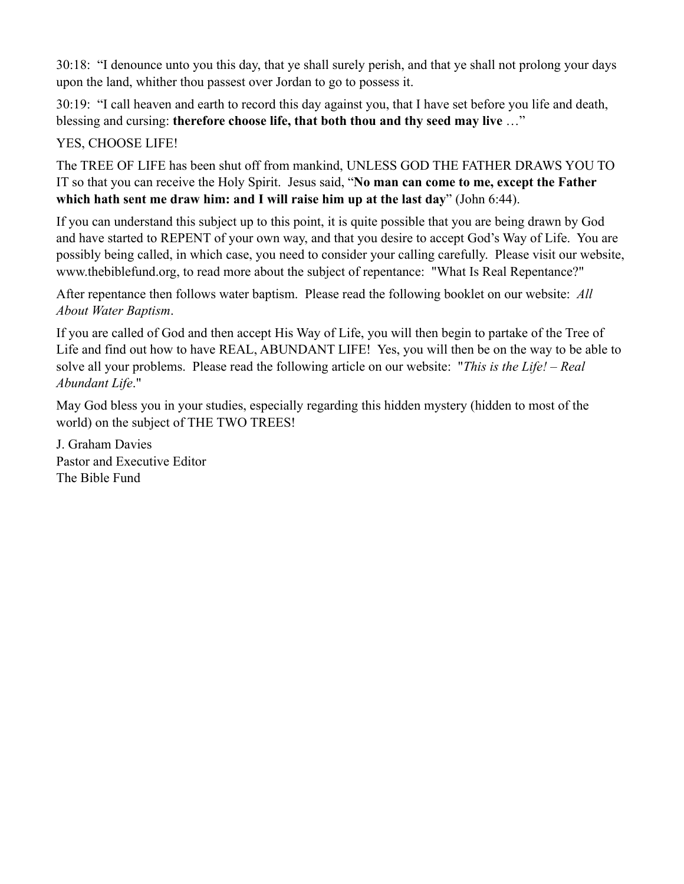30:18: “I denounce unto you this day, that ye shall surely perish, and that ye shall not prolong your days upon the land, whither thou passest over Jordan to go to possess it.

30:19: “I call heaven and earth to record this day against you, that I have set before you life and death, blessing and cursing: **therefore choose life, that both thou and thy seed may live** …”

YES, CHOOSE LIFE!

The TREE OF LIFE has been shut off from mankind, UNLESS GOD THE FATHER DRAWS YOU TO IT so that you can receive the Holy Spirit. Jesus said, “**No man can come to me, except the Father which hath sent me draw him: and I will raise him up at the last day**” (John 6:44).

If you can understand this subject up to this point, it is quite possible that you are being drawn by God and have started to REPENT of your own way, and that you desire to accept God’s Way of Life. You are possibly being called, in which case, you need to consider your calling carefully. Please visit our website, www.thebiblefund.org, to read more about the subject of repentance: "What Is Real Repentance?"

After repentance then follows water baptism. Please read the following booklet on our website: *All About Water Baptism*.

If you are called of God and then accept His Way of Life, you will then begin to partake of the Tree of Life and find out how to have REAL, ABUNDANT LIFE! Yes, you will then be on the way to be able to solve all your problems. Please read the following article on our website: "*This is the Life! – Real Abundant Life*."

May God bless you in your studies, especially regarding this hidden mystery (hidden to most of the world) on the subject of THE TWO TREES!

J. Graham Davies  
Pastor and Executive Editor  
The Bible Fund